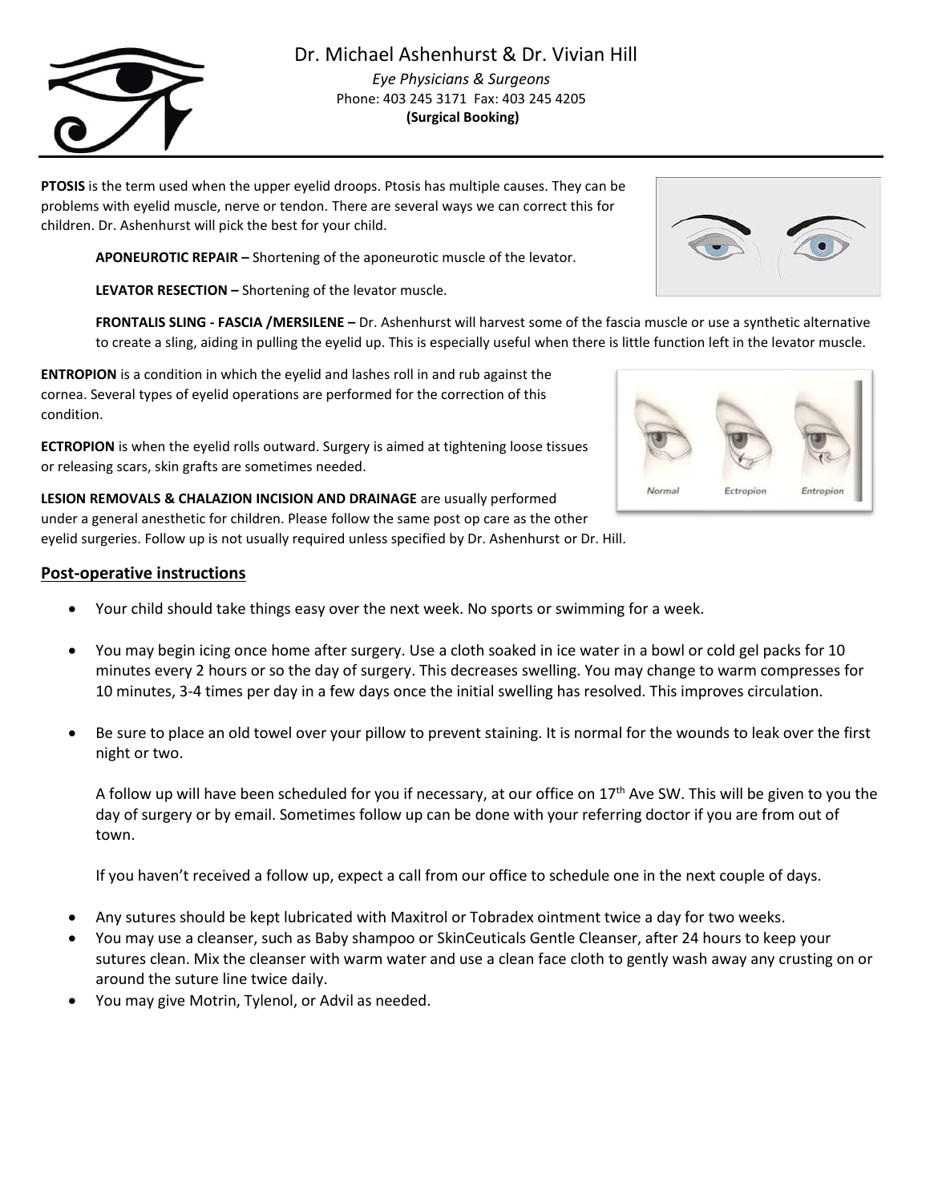# Dr. Michael Ashenhurst & Dr. Vivian Hill

*Eye Physicians & Surgeons*
Phone: 403 245 3171 Fax: 403 245 4205
**(Surgical Booking)**

**PTOSIS** is the term used when the upper eyelid droops. Ptosis has multiple causes. They can be problems with eyelid muscle, nerve or tendon. There are several ways we can correct this for children. Dr. Ashenhurst will pick the best for your child.

**APONEUROTIC REPAIR –** Shortening of the aponeurotic muscle of the levator.

**LEVATOR RESECTION –** Shortening of the levator muscle.

**FRONTALIS SLING - FASCIA /MERSILENE –** Dr. Ashenhurst will harvest some of the fascia muscle or use a synthetic alternative to create a sling, aiding in pulling the eyelid up. This is especially useful when there is little function left in the levator muscle.

**ENTROPION** is a condition in which the eyelid and lashes roll in and rub against the cornea. Several types of eyelid operations are performed for the correction of this condition.

**ECTROPION** is when the eyelid rolls outward. Surgery is aimed at tightening loose tissues or releasing scars, skin grafts are sometimes needed.

Normal Ectropion Entropion

**LESION REMOVALS & CHALAZION INCISION AND DRAINAGE** are usually performed under a general anesthetic for children. Please follow the same post op care as the other eyelid surgeries. Follow up is not usually required unless specified by Dr. Ashenhurst or Dr. Hill.

## Post-operative instructions

- Your child should take things easy over the next week. No sports or swimming for a week.
- You may begin icing once home after surgery. Use a cloth soaked in ice water in a bowl or cold gel packs for 10 minutes every 2 hours or so the day of surgery. This decreases swelling. You may change to warm compresses for 10 minutes, 3-4 times per day in a few days once the initial swelling has resolved. This improves circulation.
- Be sure to place an old towel over your pillow to prevent staining. It is normal for the wounds to leak over the first night or two.

  A follow up will have been scheduled for you if necessary, at our office on 17th Ave SW. This will be given to you the day of surgery or by email. Sometimes follow up can be done with your referring doctor if you are from out of town.

  If you haven't received a follow up, expect a call from our office to schedule one in the next couple of days.

- Any sutures should be kept lubricated with Maxitrol or Tobradex ointment twice a day for two weeks.
- You may use a cleanser, such as Baby shampoo or SkinCeuticals Gentle Cleanser, after 24 hours to keep your sutures clean. Mix the cleanser with warm water and use a clean face cloth to gently wash away any crusting on or around the suture line twice daily.
- You may give Motrin, Tylenol, or Advil as needed.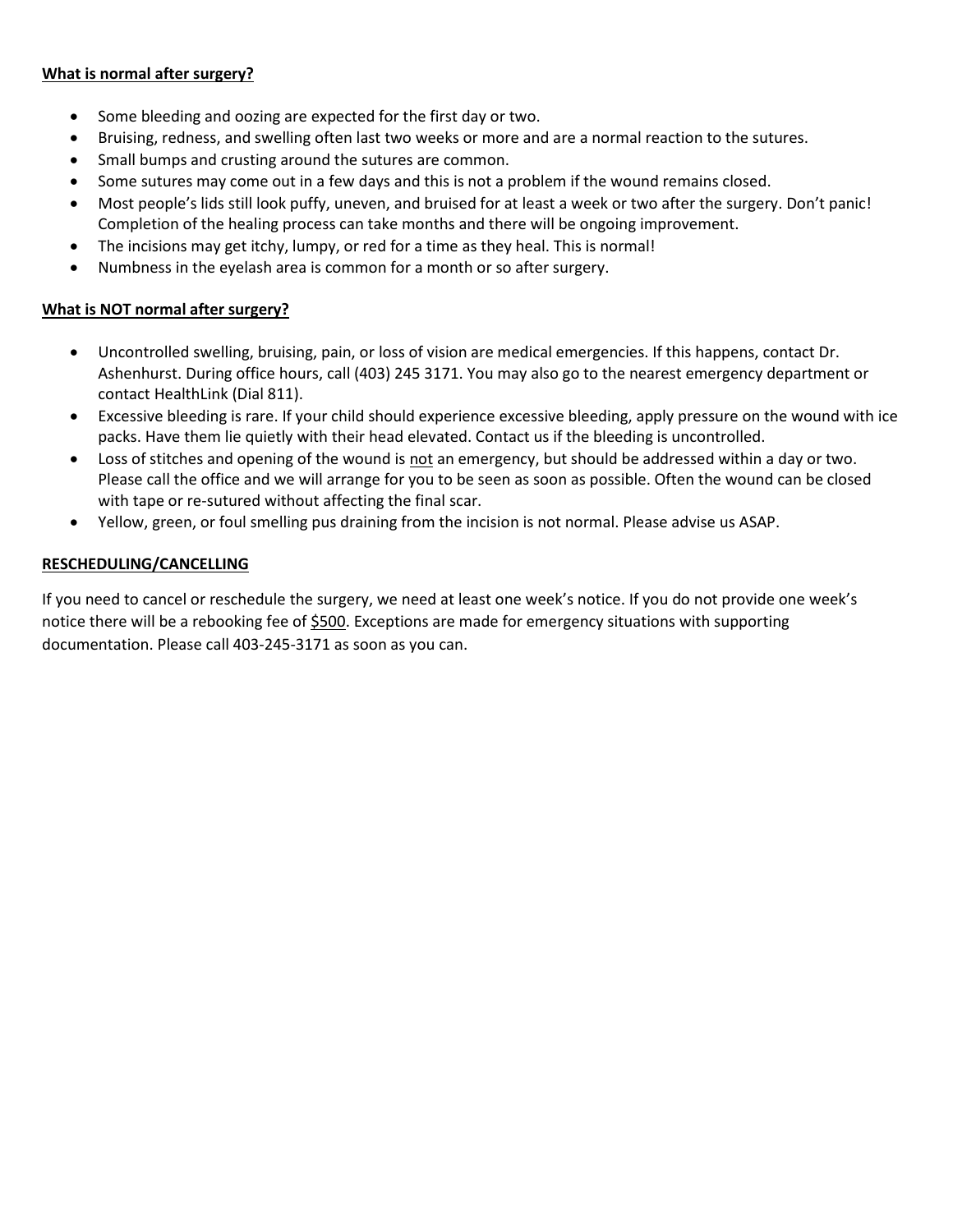**What is normal after surgery?**

- Some bleeding and oozing are expected for the first day or two.
- Bruising, redness, and swelling often last two weeks or more and are a normal reaction to the sutures.
- Small bumps and crusting around the sutures are common.
- Some sutures may come out in a few days and this is not a problem if the wound remains closed.
- Most people's lids still look puffy, uneven, and bruised for at least a week or two after the surgery. Don't panic! Completion of the healing process can take months and there will be ongoing improvement.
- The incisions may get itchy, lumpy, or red for a time as they heal. This is normal!
- Numbness in the eyelash area is common for a month or so after surgery.

**What is NOT normal after surgery?**

- Uncontrolled swelling, bruising, pain, or loss of vision are medical emergencies. If this happens, contact Dr. Ashenhurst. During office hours, call (403) 245 3171. You may also go to the nearest emergency department or contact HealthLink (Dial 811).
- Excessive bleeding is rare. If your child should experience excessive bleeding, apply pressure on the wound with ice packs. Have them lie quietly with their head elevated. Contact us if the bleeding is uncontrolled.
- Loss of stitches and opening of the wound is not an emergency, but should be addressed within a day or two. Please call the office and we will arrange for you to be seen as soon as possible. Often the wound can be closed with tape or re-sutured without affecting the final scar.
- Yellow, green, or foul smelling pus draining from the incision is not normal. Please advise us ASAP.

**RESCHEDULING/CANCELLING**

If you need to cancel or reschedule the surgery, we need at least one week's notice. If you do not provide one week's notice there will be a rebooking fee of $500. Exceptions are made for emergency situations with supporting documentation. Please call 403-245-3171 as soon as you can.